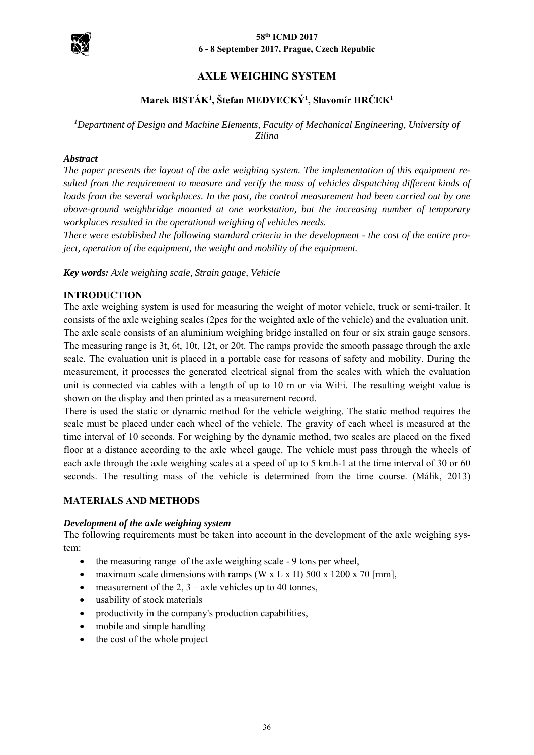# AXLE WEIGHING SYSTEM

**Marek BISTÁK[1], Štefan MEDVECKÝ[1], Slavomír HRČEK[1]**

*[1]Department of Design and Machine Elements, Faculty of Mechanical Engineering, University of Zilina*

***Abstract***

*The paper presents the layout of the axle weighing system. The implementation of this equipment resulted from the requirement to measure and verify the mass of vehicles dispatching different kinds of loads from the several workplaces. In the past, the control measurement had been carried out by one above-ground weighbridge mounted at one workstation, but the increasing number of temporary workplaces resulted in the operational weighing of vehicles needs.*

*There were established the following standard criteria in the development - the cost of the entire project, operation of the equipment, the weight and mobility of the equipment.*

***Key words:*** *Axle weighing scale, Strain gauge, Vehicle*

## INTRODUCTION

The axle weighing system is used for measuring the weight of motor vehicle, truck or semi-trailer. It consists of the axle weighing scales (2pcs for the weighted axle of the vehicle) and the evaluation unit. The axle scale consists of an aluminium weighing bridge installed on four or six strain gauge sensors. The measuring range is 3t, 6t, 10t, 12t, or 20t. The ramps provide the smooth passage through the axle scale. The evaluation unit is placed in a portable case for reasons of safety and mobility. During the measurement, it processes the generated electrical signal from the scales with which the evaluation unit is connected via cables with a length of up to 10 m or via WiFi. The resulting weight value is shown on the display and then printed as a measurement record.

There is used the static or dynamic method for the vehicle weighing. The static method requires the scale must be placed under each wheel of the vehicle. The gravity of each wheel is measured at the time interval of 10 seconds. For weighing by the dynamic method, two scales are placed on the fixed floor at a distance according to the axle wheel gauge. The vehicle must pass through the wheels of each axle through the axle weighing scales at a speed of up to 5 km.h-1 at the time interval of 30 or 60 seconds. The resulting mass of the vehicle is determined from the time course. (Málik, 2013)

## MATERIALS AND METHODS

### *Development of the axle weighing system*

The following requirements must be taken into account in the development of the axle weighing system:

- the measuring range of the axle weighing scale - 9 tons per wheel,
- maximum scale dimensions with ramps (W x L x H) 500 x 1200 x 70 [mm],
- measurement of the 2, 3 – axle vehicles up to 40 tonnes,
- usability of stock materials
- productivity in the company's production capabilities,
- mobile and simple handling
- the cost of the whole project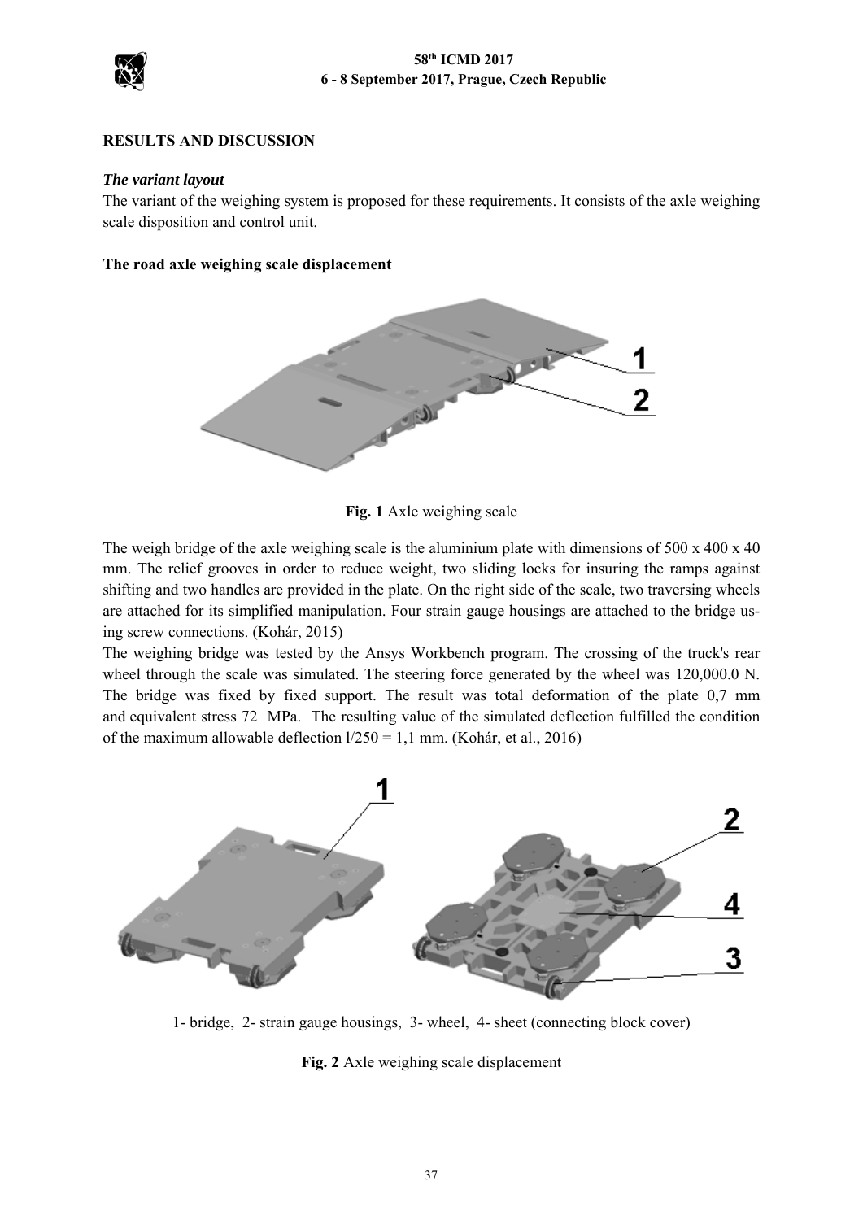## RESULTS AND DISCUSSION

### *The variant layout*

The variant of the weighing system is proposed for these requirements. It consists of the axle weighing scale disposition and control unit.

**The road axle weighing scale displacement**

**Fig. 1** Axle weighing scale

The weigh bridge of the axle weighing scale is the aluminium plate with dimensions of 500 x 400 x 40 mm. The relief grooves in order to reduce weight, two sliding locks for insuring the ramps against shifting and two handles are provided in the plate. On the right side of the scale, two traversing wheels are attached for its simplified manipulation. Four strain gauge housings are attached to the bridge using screw connections. (Kohár, 2015)

The weighing bridge was tested by the Ansys Workbench program. The crossing of the truck's rear wheel through the scale was simulated. The steering force generated by the wheel was 120,000.0 N. The bridge was fixed by fixed support. The result was total deformation of the plate 0,7 mm and equivalent stress 72 MPa. The resulting value of the simulated deflection fulfilled the condition of the maximum allowable deflection l/250 = 1,1 mm. (Kohár, et al., 2016)

1- bridge, 2- strain gauge housings, 3- wheel, 4- sheet (connecting block cover)

**Fig. 2** Axle weighing scale displacement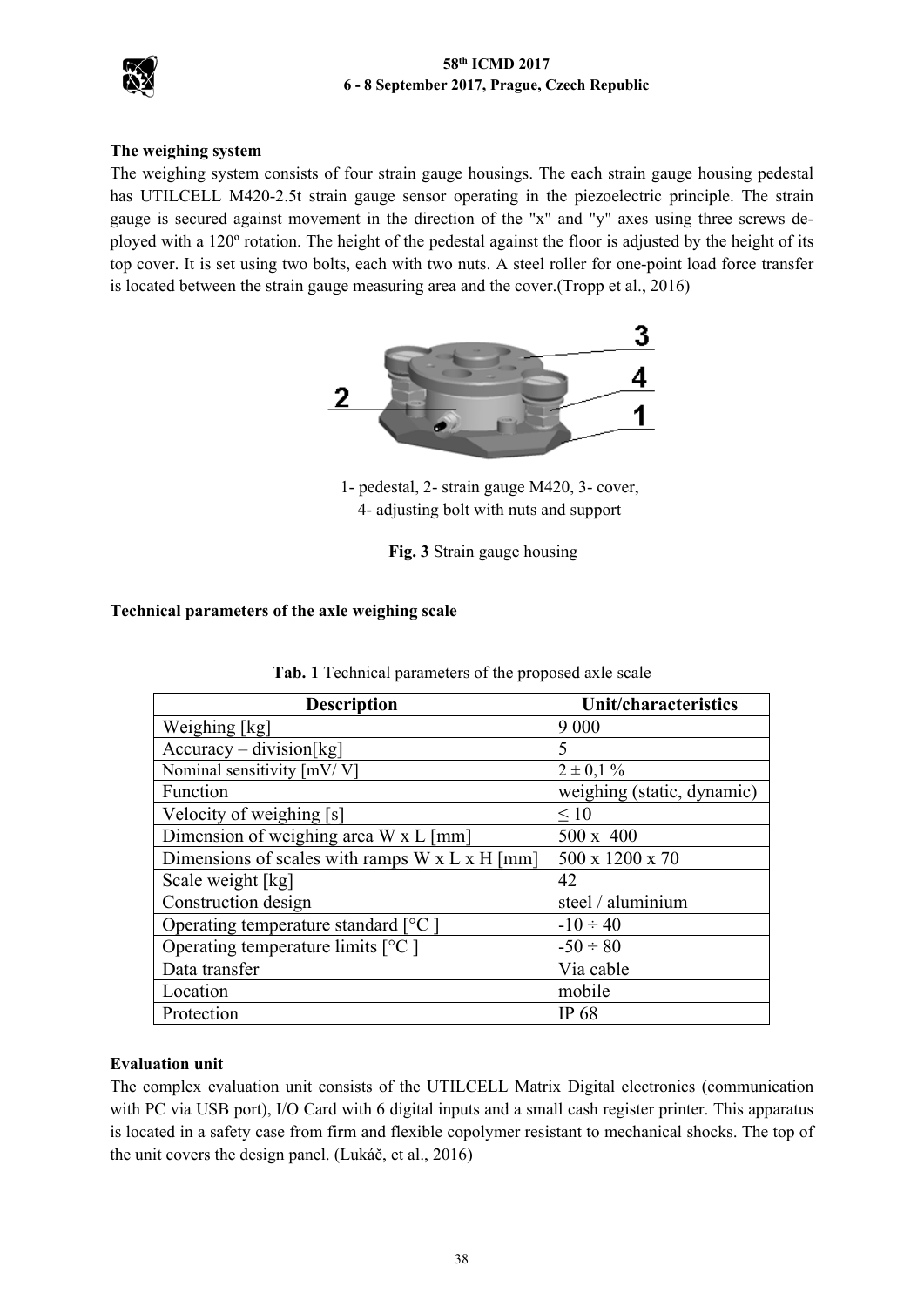**The weighing system**

The weighing system consists of four strain gauge housings. The each strain gauge housing pedestal has UTILCELL M420-2.5t strain gauge sensor operating in the piezoelectric principle. The strain gauge is secured against movement in the direction of the "x" and "y" axes using three screws deployed with a 120º rotation. The height of the pedestal against the floor is adjusted by the height of its top cover. It is set using two bolts, each with two nuts. A steel roller for one-point load force transfer is located between the strain gauge measuring area and the cover.(Tropp et al., 2016)

1- pedestal, 2- strain gauge M420, 3- cover,
4- adjusting bolt with nuts and support

**Fig. 3** Strain gauge housing

**Technical parameters of the axle weighing scale**

**Tab. 1** Technical parameters of the proposed axle scale

| Description | Unit/characteristics |
|---|---|
| Weighing [kg] | 9 000 |
| Accuracy – division[kg] | 5 |
| Nominal sensitivity [mV/ V] | 2 ± 0,1 % |
| Function | weighing (static, dynamic) |
| Velocity of weighing [s] | ≤ 10 |
| Dimension of weighing area W x L [mm] | 500 x 400 |
| Dimensions of scales with ramps W x L x H [mm] | 500 x 1200 x 70 |
| Scale weight [kg] | 42 |
| Construction design | steel / aluminium |
| Operating temperature standard [°C ] | -10 ÷ 40 |
| Operating temperature limits [°C ] | -50 ÷ 80 |
| Data transfer | Via cable |
| Location | mobile |
| Protection | IP 68 |

**Evaluation unit**

The complex evaluation unit consists of the UTILCELL Matrix Digital electronics (communication with PC via USB port), I/O Card with 6 digital inputs and a small cash register printer. This apparatus is located in a safety case from firm and flexible copolymer resistant to mechanical shocks. The top of the unit covers the design panel. (Lukáč, et al., 2016)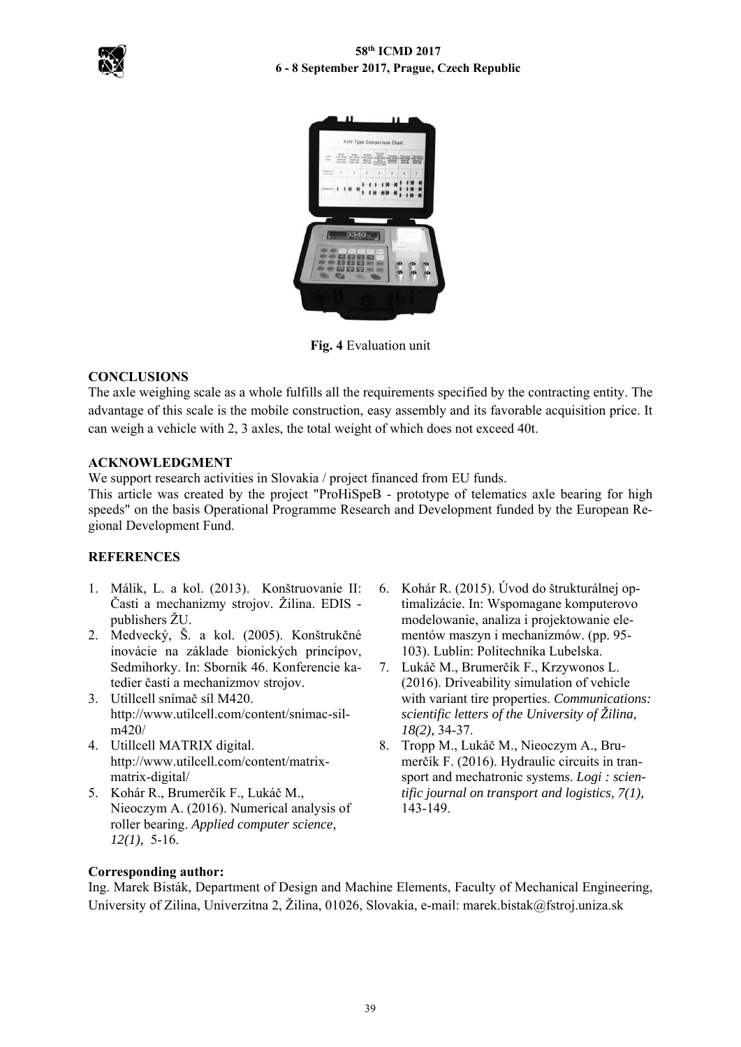Fig. 4 Evaluation unit

## CONCLUSIONS

The axle weighing scale as a whole fulfills all the requirements specified by the contracting entity. The advantage of this scale is the mobile construction, easy assembly and its favorable acquisition price. It can weigh a vehicle with 2, 3 axles, the total weight of which does not exceed 40t.

## ACKNOWLEDGMENT

We support research activities in Slovakia / project financed from EU funds.

This article was created by the project "ProHiSpeB - prototype of telematics axle bearing for high speeds" on the basis Operational Programme Research and Development funded by the European Regional Development Fund.

## REFERENCES

1. Málik, L. a kol. (2013). Konštruovanie II: Časti a mechanizmy strojov. Žilina. EDIS - publishers ŽU.
2. Medvecký, Š. a kol. (2005). Konštrukčné inovácie na základe bionických princípov, Sedmihorky. In: Sborník 46. Konferencie katedier častí a mechanizmov strojov.
3. Utillcell snímač síl M420. http://www.utilcell.com/content/snimac-sil-m420/
4. Utillcell MATRIX digital. http://www.utilcell.com/content/matrix-matrix-digital/
5. Kohár R., Brumerčík F., Lukáč M., Nieoczym A. (2016). Numerical analysis of roller bearing. *Applied computer science, 12(1),* 5-16.
6. Kohár R. (2015). Úvod do štrukturálnej optimalizácie. In: Wspomagane komputerovo modelowanie, analiza i projektowanie elementów maszyn i mechanizmów. (pp. 95-103). Lublin: Politechnika Lubelska.
7. Lukáč M., Brumerčík F., Krzywonos L. (2016). Driveability simulation of vehicle with variant tire properties. *Communications: scientific letters of the University of Žilina, 18(2),* 34-37.
8. Tropp M., Lukáč M., Nieoczym A., Brumerčík F. (2016). Hydraulic circuits in transport and mechatronic systems. *Logi : scientific journal on transport and logistics, 7(1),* 143-149.

**Corresponding author:**

Ing. Marek Bisták, Department of Design and Machine Elements, Faculty of Mechanical Engineering, University of Zilina, Univerzitna 2, Žilina, 01026, Slovakia, e-mail: marek.bistak@fstroj.uniza.sk